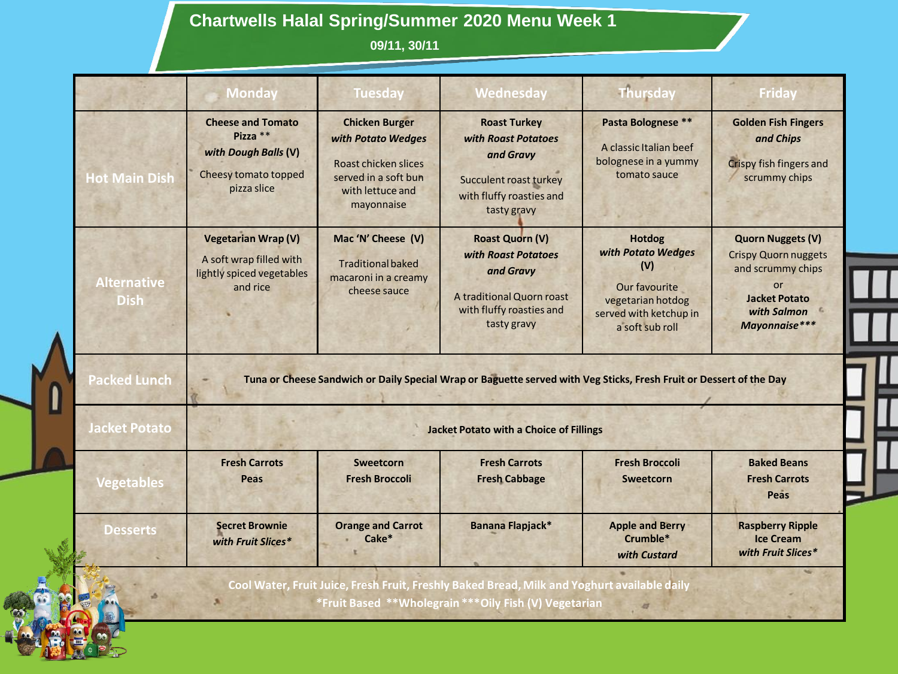# Chartwells Halal Spring/Summer 2020 Menu Week 1

**09/11, 30/11**

| | Monday | Tuesday | Wednesday | Thursday | Friday |
|---|---|---|---|---|---|
| Hot Main Dish | **Cheese and Tomato Pizza** ** ***with Dough Balls* (V)** Cheesy tomato topped pizza slice | **Chicken Burger** ***with Potato Wedges*** Roast chicken slices served in a soft bun with lettuce and mayonnaise | **Roast Turkey** ***with Roast Potatoes and Gravy*** Succulent roast turkey with fluffy roasties and tasty gravy | **Pasta Bolognese** ** A classic Italian beef bolognese in a yummy tomato sauce | **Golden Fish Fingers** ***and Chips*** Crispy fish fingers and scrummy chips |
| Alternative Dish | **Vegetarian Wrap (V)** A soft wrap filled with lightly spiced vegetables and rice | **Mac 'N' Cheese (V)** Traditional baked macaroni in a creamy cheese sauce | **Roast Quorn (V)** ***with Roast Potatoes and Gravy*** A traditional Quorn roast with fluffy roasties and tasty gravy | **Hotdog** ***with Potato Wedges*** **(V)** Our favourite vegetarian hotdog served with ketchup in a soft sub roll | **Quorn Nuggets (V)** Crispy Quorn nuggets and scrummy chips or **Jacket Potato** ***with Salmon Mayonnaise**** ** |
| Packed Lunch | **Tuna or Cheese Sandwich or Daily Special Wrap or Baguette served with Veg Sticks, Fresh Fruit or Dessert of the Day** | | | | |
| Jacket Potato | **Jacket Potato with a Choice of Fillings** | | | | |
| Vegetables | **Fresh Carrots** **Peas** | **Sweetcorn** **Fresh Broccoli** | **Fresh Carrots** **Fresh Cabbage** | **Fresh Broccoli** **Sweetcorn** | **Baked Beans** **Fresh Carrots** **Peas** |
| Desserts | **Secret Brownie** ***with Fruit Slices**** | **Orange and Carrot Cake*** | **Banana Flapjack*** | **Apple and Berry Crumble*** ***with Custard*** | **Raspberry Ripple Ice Cream** ***with Fruit Slices**** |

**Cool Water, Fruit Juice, Fresh Fruit, Freshly Baked Bread, Milk and Yoghurt available daily**

**\*Fruit Based \*\*Wholegrain \*\*\*Oily Fish (V) Vegetarian**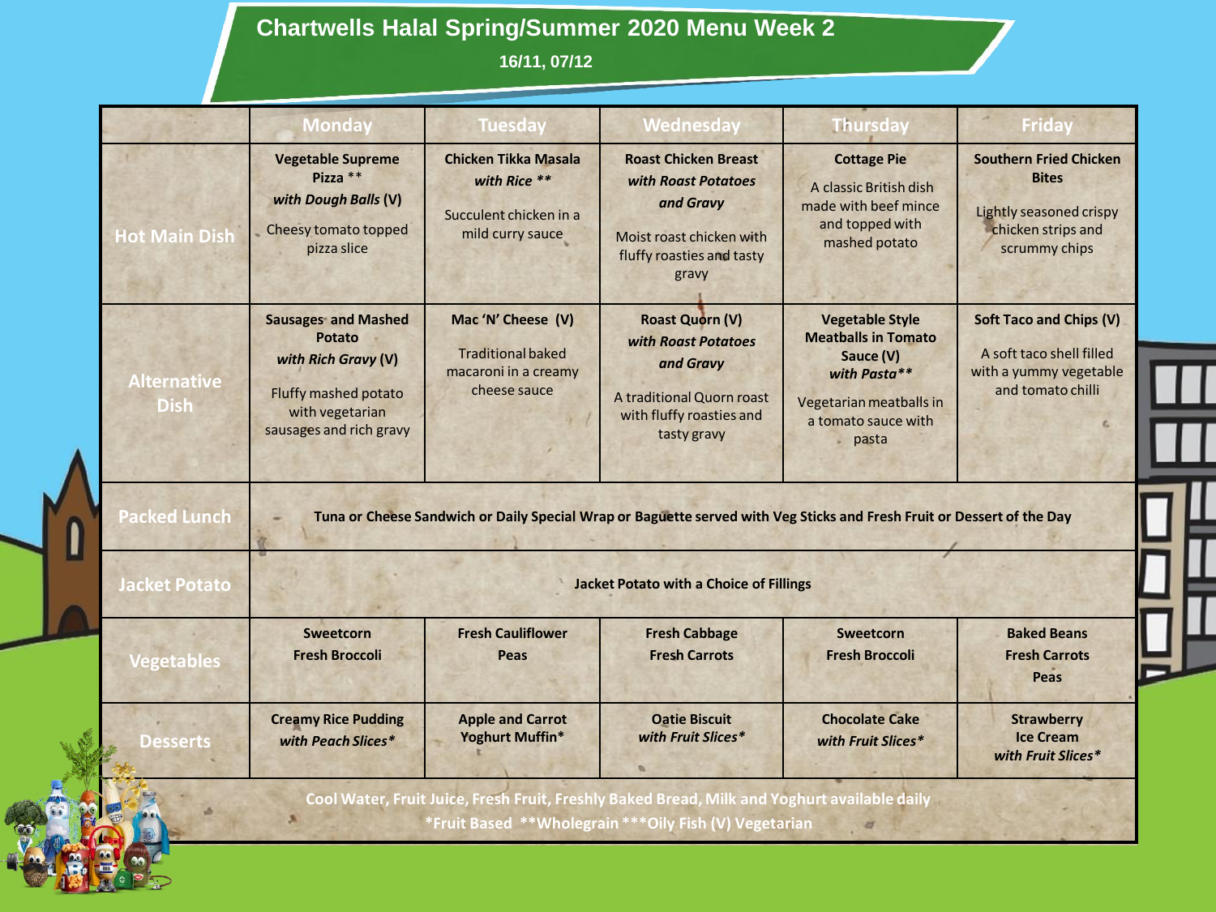# Chartwells Halal Spring/Summer 2020 Menu Week 2

16/11, 07/12

| | Monday | Tuesday | Wednesday | Thursday | Friday |
|---|---|---|---|---|---|
| Hot Main Dish | **Vegetable Supreme Pizza \*\*** ***with Dough Balls* (V)** Cheesy tomato topped pizza slice | **Chicken Tikka Masala** ***with Rice \*\**** Succulent chicken in a mild curry sauce | **Roast Chicken Breast** ***with Roast Potatoes and Gravy*** Moist roast chicken with fluffy roasties and tasty gravy | **Cottage Pie** A classic British dish made with beef mince and topped with mashed potato | **Southern Fried Chicken Bites** Lightly seasoned crispy chicken strips and scrummy chips |
| Alternative Dish | **Sausages and Mashed Potato** ***with Rich Gravy* (V)** Fluffy mashed potato with vegetarian sausages and rich gravy | **Mac 'N' Cheese (V)** Traditional baked macaroni in a creamy cheese sauce | **Roast Quorn (V)** ***with Roast Potatoes and Gravy*** A traditional Quorn roast with fluffy roasties and tasty gravy | **Vegetable Style Meatballs in Tomato Sauce (V)** ***with Pasta\*\**** Vegetarian meatballs in a tomato sauce with pasta | **Soft Taco and Chips (V)** A soft taco shell filled with a yummy vegetable and tomato chilli |
| Packed Lunch | **Tuna or Cheese Sandwich or Daily Special Wrap or Baguette served with Veg Sticks and Fresh Fruit or Dessert of the Day** | | | | |
| Jacket Potato | **Jacket Potato with a Choice of Fillings** | | | | |
| Vegetables | **Sweetcorn** **Fresh Broccoli** | **Fresh Cauliflower** **Peas** | **Fresh Cabbage** **Fresh Carrots** | **Sweetcorn** **Fresh Broccoli** | **Baked Beans** **Fresh Carrots** **Peas** |
| Desserts | **Creamy Rice Pudding** ***with Peach Slices\**** | **Apple and Carrot Yoghurt Muffin\*** | **Oatie Biscuit** ***with Fruit Slices\**** | **Chocolate Cake** ***with Fruit Slices\**** | **Strawberry Ice Cream** ***with Fruit Slices\**** |

**Cool Water, Fruit Juice, Fresh Fruit, Freshly Baked Bread, Milk and Yoghurt available daily**

**\*Fruit Based \*\*Wholegrain \*\*\*Oily Fish (V) Vegetarian**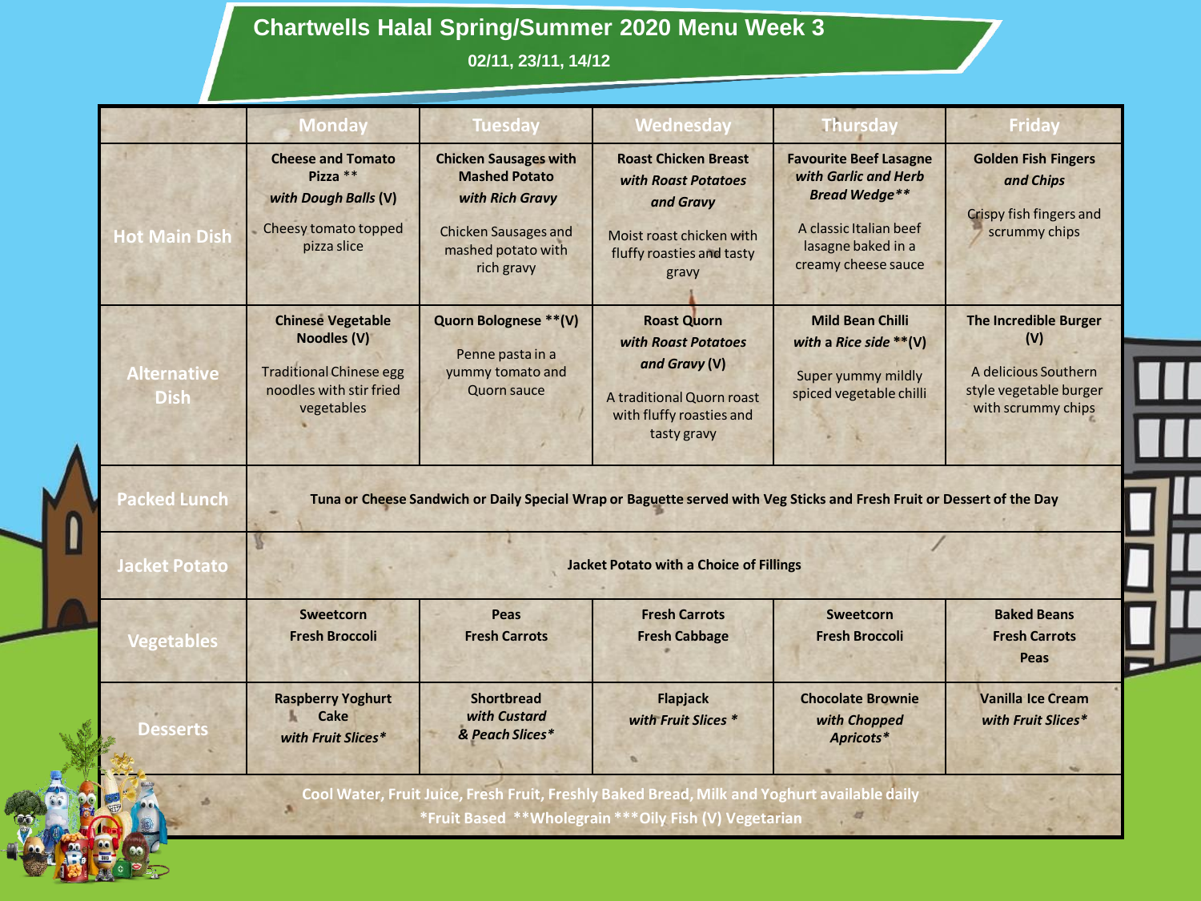# Chartwells Halal Spring/Summer 2020 Menu Week 3

**02/11, 23/11, 14/12**

| | Monday | Tuesday | Wednesday | Thursday | Friday |
|---|---|---|---|---|---|
| Hot Main Dish | **Cheese and Tomato Pizza \*\*** ***with Dough Balls* (V)** Cheesy tomato topped pizza slice | **Chicken Sausages with Mashed Potato** ***with Rich Gravy*** Chicken Sausages and mashed potato with rich gravy | **Roast Chicken Breast** ***with Roast Potatoes and Gravy*** Moist roast chicken with fluffy roasties and tasty gravy | **Favourite Beef Lasagne** ***with Garlic and Herb Bread Wedge\*\**** A classic Italian beef lasagne baked in a creamy cheese sauce | **Golden Fish Fingers** ***and Chips*** Crispy fish fingers and scrummy chips |
| Alternative Dish | **Chinese Vegetable Noodles (V)** Traditional Chinese egg noodles with stir fried vegetables | **Quorn Bolognese \*\*(V)** Penne pasta in a yummy tomato and Quorn sauce | **Roast Quorn** ***with Roast Potatoes and Gravy* (V)** A traditional Quorn roast with fluffy roasties and tasty gravy | **Mild Bean Chilli** ***with a Rice side* \*\*(V)** Super yummy mildly spiced vegetable chilli | **The Incredible Burger (V)** A delicious Southern style vegetable burger with scrummy chips |
| Packed Lunch | **Tuna or Cheese Sandwich or Daily Special Wrap or Baguette served with Veg Sticks and Fresh Fruit or Dessert of the Day** | | | | |
| Jacket Potato | **Jacket Potato with a Choice of Fillings** | | | | |
| Vegetables | **Sweetcorn Fresh Broccoli** | **Peas Fresh Carrots** | **Fresh Carrots Fresh Cabbage** | **Sweetcorn Fresh Broccoli** | **Baked Beans Fresh Carrots Peas** |
| Desserts | **Raspberry Yoghurt Cake** ***with Fruit Slices\**** | **Shortbread** ***with Custard & Peach Slices\**** | **Flapjack** ***with Fruit Slices \**** | **Chocolate Brownie** ***with Chopped Apricots\**** | **Vanilla Ice Cream** ***with Fruit Slices\**** |

**Cool Water, Fruit Juice, Fresh Fruit, Freshly Baked Bread, Milk and Yoghurt available daily**

**\*Fruit Based \*\*Wholegrain \*\*\*Oily Fish (V) Vegetarian**